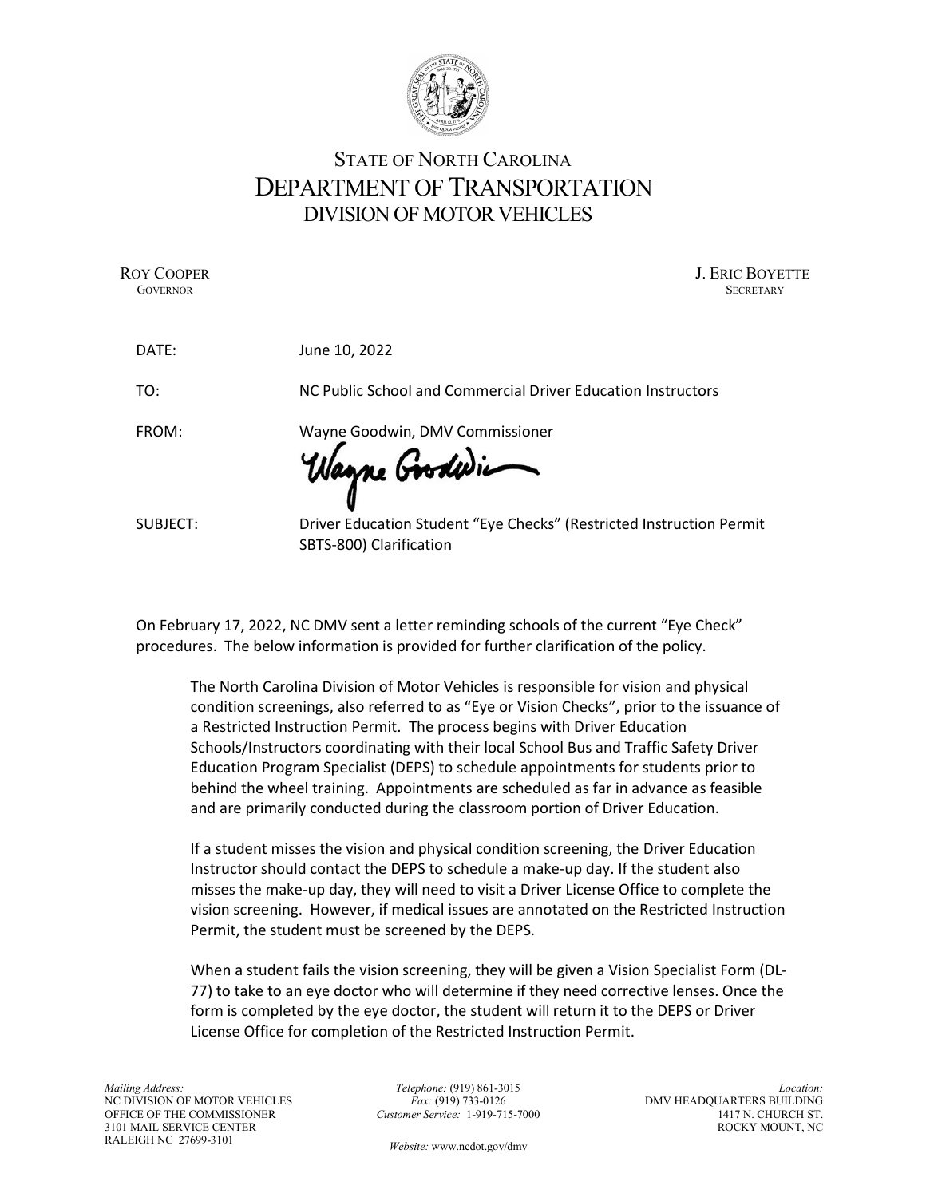# STATE OF NORTH CAROLINA
# DEPARTMENT OF TRANSPORTATION
## DIVISION OF MOTOR VEHICLES

ROY COOPER
GOVERNOR

J. ERIC BOYETTE
SECRETARY

DATE: June 10, 2022

TO: NC Public School and Commercial Driver Education Instructors

FROM: Wayne Goodwin, DMV Commissioner

SUBJECT: Driver Education Student "Eye Checks" (Restricted Instruction Permit SBTS-800) Clarification

On February 17, 2022, NC DMV sent a letter reminding schools of the current "Eye Check" procedures. The below information is provided for further clarification of the policy.

> The North Carolina Division of Motor Vehicles is responsible for vision and physical condition screenings, also referred to as "Eye or Vision Checks", prior to the issuance of a Restricted Instruction Permit. The process begins with Driver Education Schools/Instructors coordinating with their local School Bus and Traffic Safety Driver Education Program Specialist (DEPS) to schedule appointments for students prior to behind the wheel training. Appointments are scheduled as far in advance as feasible and are primarily conducted during the classroom portion of Driver Education.
>
> If a student misses the vision and physical condition screening, the Driver Education Instructor should contact the DEPS to schedule a make-up day. If the student also misses the make-up day, they will need to visit a Driver License Office to complete the vision screening. However, if medical issues are annotated on the Restricted Instruction Permit, the student must be screened by the DEPS.
>
> When a student fails the vision screening, they will be given a Vision Specialist Form (DL-77) to take to an eye doctor who will determine if they need corrective lenses. Once the form is completed by the eye doctor, the student will return it to the DEPS or Driver License Office for completion of the Restricted Instruction Permit.

*Mailing Address:*
NC DIVISION OF MOTOR VEHICLES
OFFICE OF THE COMMISSIONER
3101 MAIL SERVICE CENTER
RALEIGH NC 27699-3101

*Telephone:* (919) 861-3015
*Fax:* (919) 733-0126
*Customer Service:* 1-919-715-7000

*Website:* www.ncdot.gov/dmv

*Location:*
DMV HEADQUARTERS BUILDING
1417 N. CHURCH ST.
ROCKY MOUNT, NC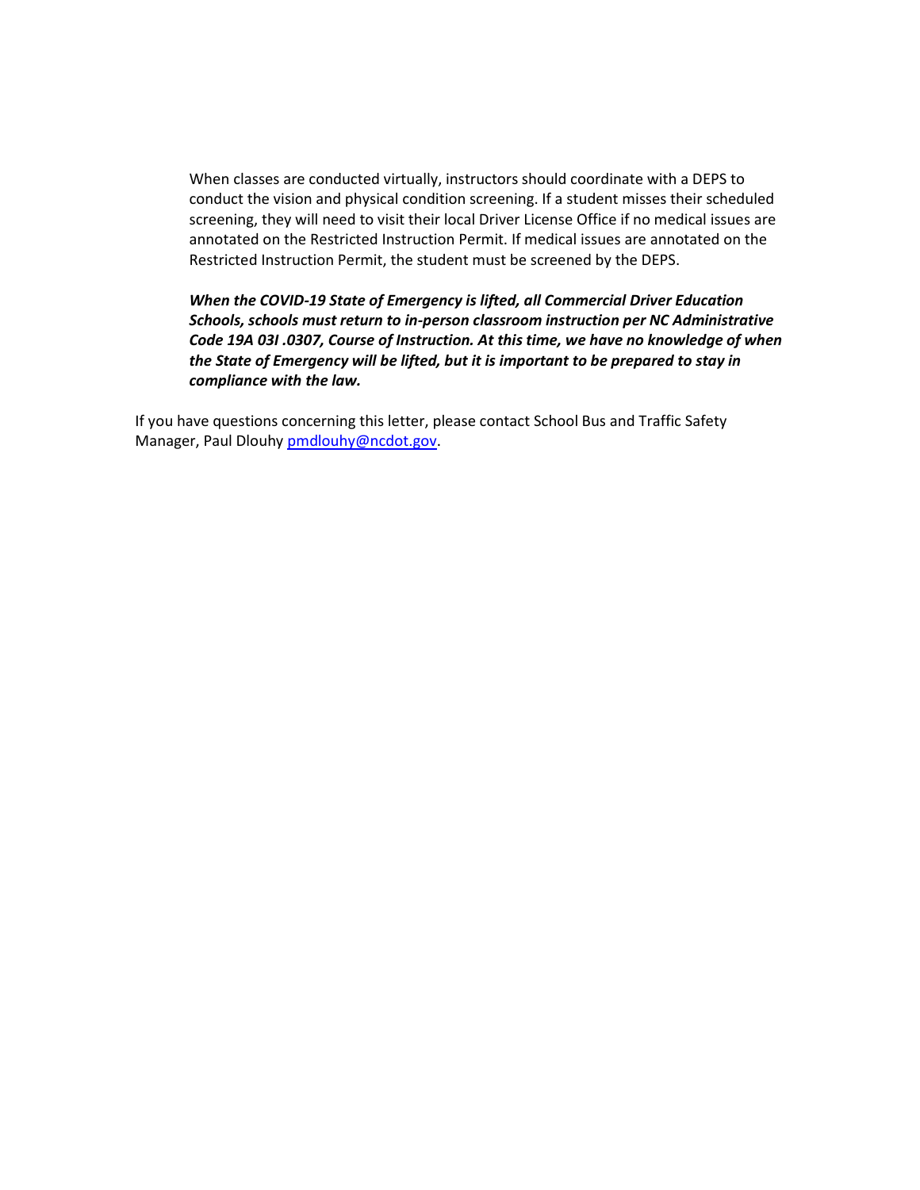When classes are conducted virtually, instructors should coordinate with a DEPS to conduct the vision and physical condition screening. If a student misses their scheduled screening, they will need to visit their local Driver License Office if no medical issues are annotated on the Restricted Instruction Permit. If medical issues are annotated on the Restricted Instruction Permit, the student must be screened by the DEPS.

***When the COVID-19 State of Emergency is lifted, all Commercial Driver Education Schools, schools must return to in-person classroom instruction per NC Administrative Code 19A 03I .0307, Course of Instruction. At this time, we have no knowledge of when the State of Emergency will be lifted, but it is important to be prepared to stay in compliance with the law.***

If you have questions concerning this letter, please contact School Bus and Traffic Safety Manager, Paul Dlouhy pmdlouhy@ncdot.gov.